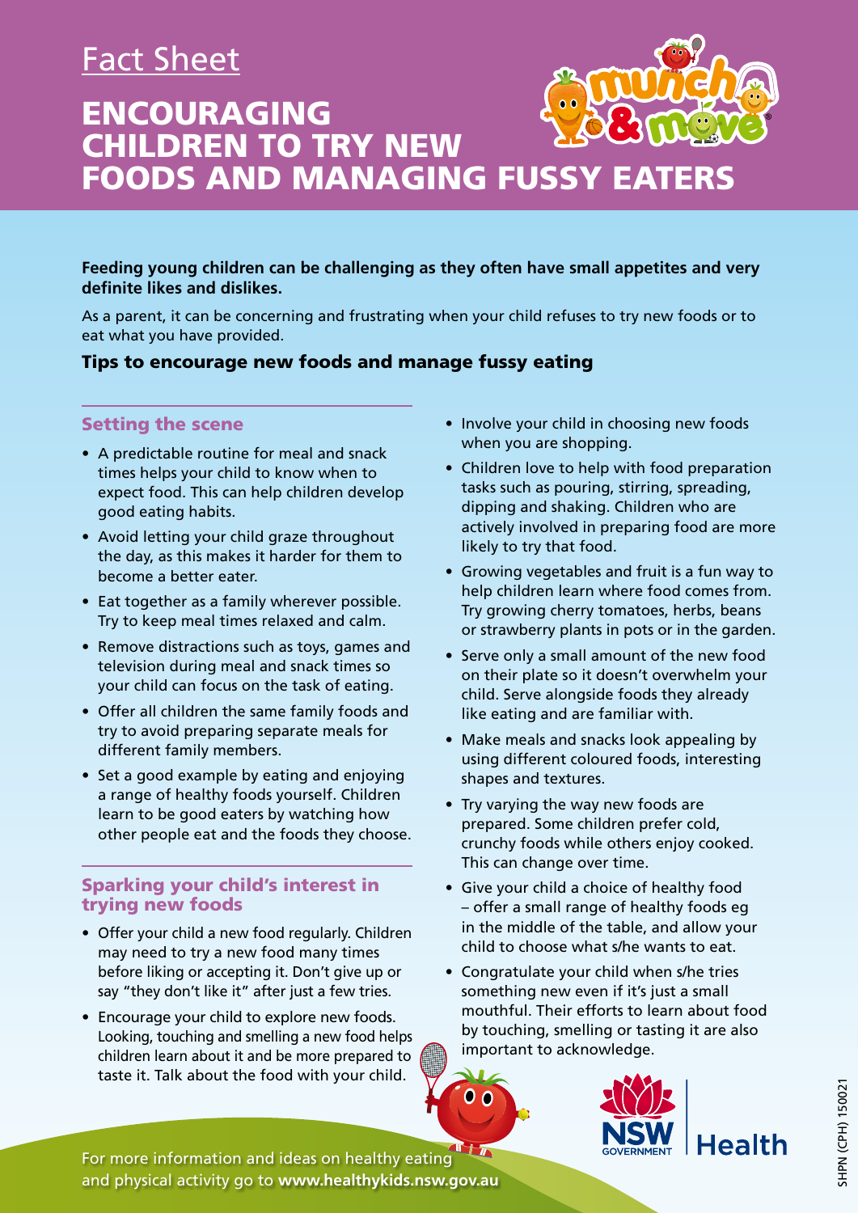Fact Sheet

# ENCOURAGING CHILDREN TO TRY NEW FOODS AND MANAGING FUSSY EATERS

**Feeding young children can be challenging as they often have small appetites and very definite likes and dislikes.**

As a parent, it can be concerning and frustrating when your child refuses to try new foods or to eat what you have provided.

## Tips to encourage new foods and manage fussy eating

### Setting the scene

- A predictable routine for meal and snack times helps your child to know when to expect food. This can help children develop good eating habits.
- Avoid letting your child graze throughout the day, as this makes it harder for them to become a better eater.
- Eat together as a family wherever possible. Try to keep meal times relaxed and calm.
- Remove distractions such as toys, games and television during meal and snack times so your child can focus on the task of eating.
- Offer all children the same family foods and try to avoid preparing separate meals for different family members.
- Set a good example by eating and enjoying a range of healthy foods yourself. Children learn to be good eaters by watching how other people eat and the foods they choose.

### Sparking your child's interest in trying new foods

- Offer your child a new food regularly. Children may need to try a new food many times before liking or accepting it. Don't give up or say "they don't like it" after just a few tries.
- Encourage your child to explore new foods. Looking, touching and smelling a new food helps children learn about it and be more prepared to taste it. Talk about the food with your child.
- Involve your child in choosing new foods when you are shopping.
- Children love to help with food preparation tasks such as pouring, stirring, spreading, dipping and shaking. Children who are actively involved in preparing food are more likely to try that food.
- Growing vegetables and fruit is a fun way to help children learn where food comes from. Try growing cherry tomatoes, herbs, beans or strawberry plants in pots or in the garden.
- Serve only a small amount of the new food on their plate so it doesn't overwhelm your child. Serve alongside foods they already like eating and are familiar with.
- Make meals and snacks look appealing by using different coloured foods, interesting shapes and textures.
- Try varying the way new foods are prepared. Some children prefer cold, crunchy foods while others enjoy cooked. This can change over time.
- Give your child a choice of healthy food – offer a small range of healthy foods eg in the middle of the table, and allow your child to choose what s/he wants to eat.
- Congratulate your child when s/he tries something new even if it's just a small mouthful. Their efforts to learn about food by touching, smelling or tasting it are also important to acknowledge.

For more information and ideas on healthy eating and physical activity go to **www.healthykids.nsw.gov.au**

SHPN (CPH) 150021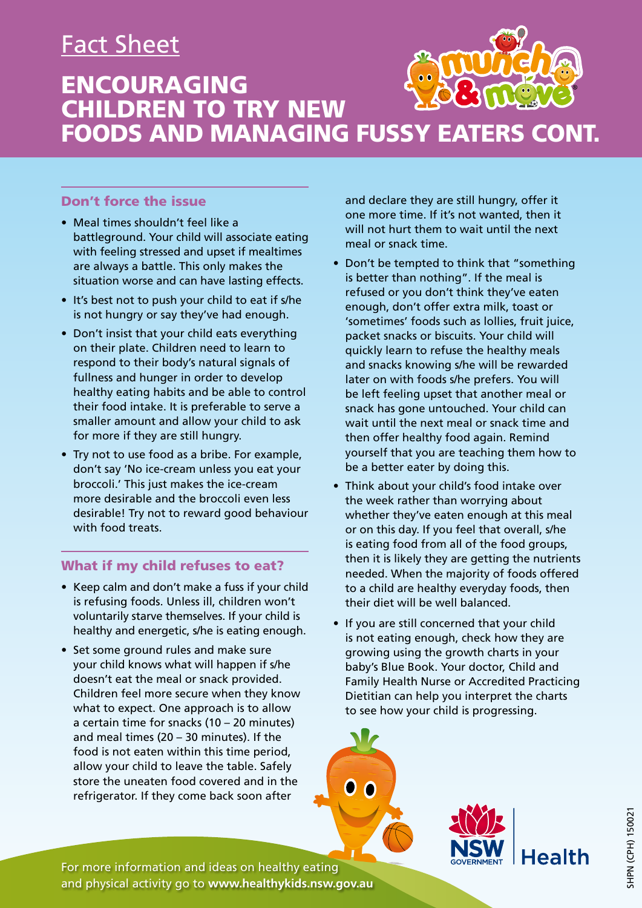# Fact Sheet

# ENCOURAGING CHILDREN TO TRY NEW FOODS AND MANAGING FUSSY EATERS CONT.

## Don't force the issue

- Meal times shouldn't feel like a battleground. Your child will associate eating with feeling stressed and upset if mealtimes are always a battle. This only makes the situation worse and can have lasting effects.
- It's best not to push your child to eat if s/he is not hungry or say they've had enough.
- Don't insist that your child eats everything on their plate. Children need to learn to respond to their body's natural signals of fullness and hunger in order to develop healthy eating habits and be able to control their food intake. It is preferable to serve a smaller amount and allow your child to ask for more if they are still hungry.
- Try not to use food as a bribe. For example, don't say 'No ice-cream unless you eat your broccoli.' This just makes the ice-cream more desirable and the broccoli even less desirable! Try not to reward good behaviour with food treats.

## What if my child refuses to eat?

- Keep calm and don't make a fuss if your child is refusing foods. Unless ill, children won't voluntarily starve themselves. If your child is healthy and energetic, s/he is eating enough.
- Set some ground rules and make sure your child knows what will happen if s/he doesn't eat the meal or snack provided. Children feel more secure when they know what to expect. One approach is to allow a certain time for snacks (10 – 20 minutes) and meal times (20 – 30 minutes). If the food is not eaten within this time period, allow your child to leave the table. Safely store the uneaten food covered and in the refrigerator. If they come back soon after and declare they are still hungry, offer it one more time. If it's not wanted, then it will not hurt them to wait until the next meal or snack time.
- Don't be tempted to think that "something is better than nothing". If the meal is refused or you don't think they've eaten enough, don't offer extra milk, toast or 'sometimes' foods such as lollies, fruit juice, packet snacks or biscuits. Your child will quickly learn to refuse the healthy meals and snacks knowing s/he will be rewarded later on with foods s/he prefers. You will be left feeling upset that another meal or snack has gone untouched. Your child can wait until the next meal or snack time and then offer healthy food again. Remind yourself that you are teaching them how to be a better eater by doing this.
- Think about your child's food intake over the week rather than worrying about whether they've eaten enough at this meal or on this day. If you feel that overall, s/he is eating food from all of the food groups, then it is likely they are getting the nutrients needed. When the majority of foods offered to a child are healthy everyday foods, then their diet will be well balanced.
- If you are still concerned that your child is not eating enough, check how they are growing using the growth charts in your baby's Blue Book. Your doctor, Child and Family Health Nurse or Accredited Practicing Dietitian can help you interpret the charts to see how your child is progressing.

For more information and ideas on healthy eating and physical activity go to **www.healthykids.nsw.gov.au**

SHPN (CPH) 150021